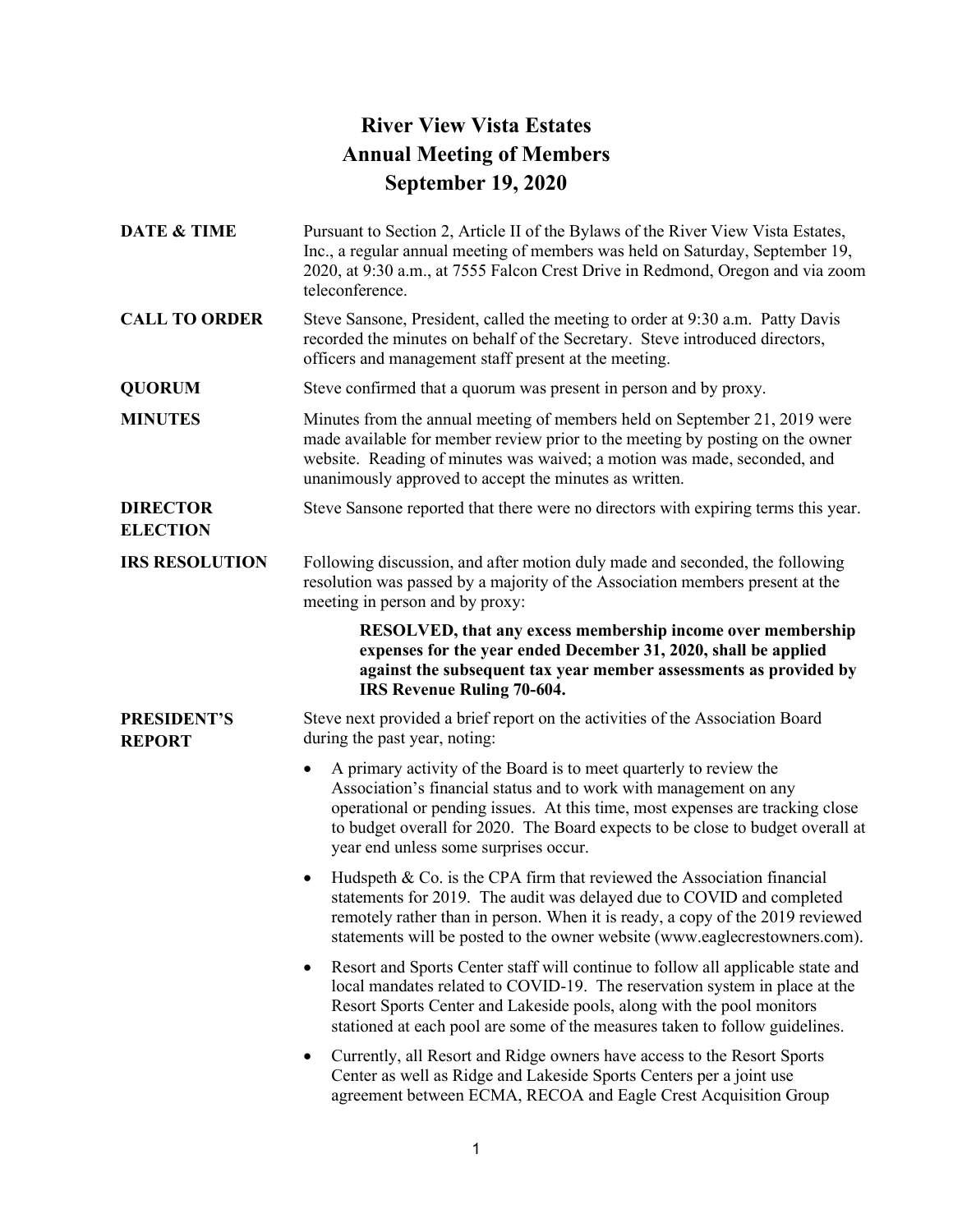# River View Vista Estates
# Annual Meeting of Members
# September 19, 2020

**DATE & TIME**

Pursuant to Section 2, Article II of the Bylaws of the River View Vista Estates, Inc., a regular annual meeting of members was held on Saturday, September 19, 2020, at 9:30 a.m., at 7555 Falcon Crest Drive in Redmond, Oregon and via zoom teleconference.

**CALL TO ORDER**

Steve Sansone, President, called the meeting to order at 9:30 a.m. Patty Davis recorded the minutes on behalf of the Secretary. Steve introduced directors, officers and management staff present at the meeting.

**QUORUM**

Steve confirmed that a quorum was present in person and by proxy.

**MINUTES**

Minutes from the annual meeting of members held on September 21, 2019 were made available for member review prior to the meeting by posting on the owner website. Reading of minutes was waived; a motion was made, seconded, and unanimously approved to accept the minutes as written.

**DIRECTOR ELECTION**

Steve Sansone reported that there were no directors with expiring terms this year.

**IRS RESOLUTION**

Following discussion, and after motion duly made and seconded, the following resolution was passed by a majority of the Association members present at the meeting in person and by proxy:

> **RESOLVED, that any excess membership income over membership expenses for the year ended December 31, 2020, shall be applied against the subsequent tax year member assessments as provided by IRS Revenue Ruling 70-604.**

**PRESIDENT'S REPORT**

Steve next provided a brief report on the activities of the Association Board during the past year, noting:

- A primary activity of the Board is to meet quarterly to review the Association's financial status and to work with management on any operational or pending issues. At this time, most expenses are tracking close to budget overall for 2020. The Board expects to be close to budget overall at year end unless some surprises occur.
- Hudspeth & Co. is the CPA firm that reviewed the Association financial statements for 2019. The audit was delayed due to COVID and completed remotely rather than in person. When it is ready, a copy of the 2019 reviewed statements will be posted to the owner website (www.eaglecrestowners.com).
- Resort and Sports Center staff will continue to follow all applicable state and local mandates related to COVID-19. The reservation system in place at the Resort Sports Center and Lakeside pools, along with the pool monitors stationed at each pool are some of the measures taken to follow guidelines.
- Currently, all Resort and Ridge owners have access to the Resort Sports Center as well as Ridge and Lakeside Sports Centers per a joint use agreement between ECMA, RECOA and Eagle Crest Acquisition Group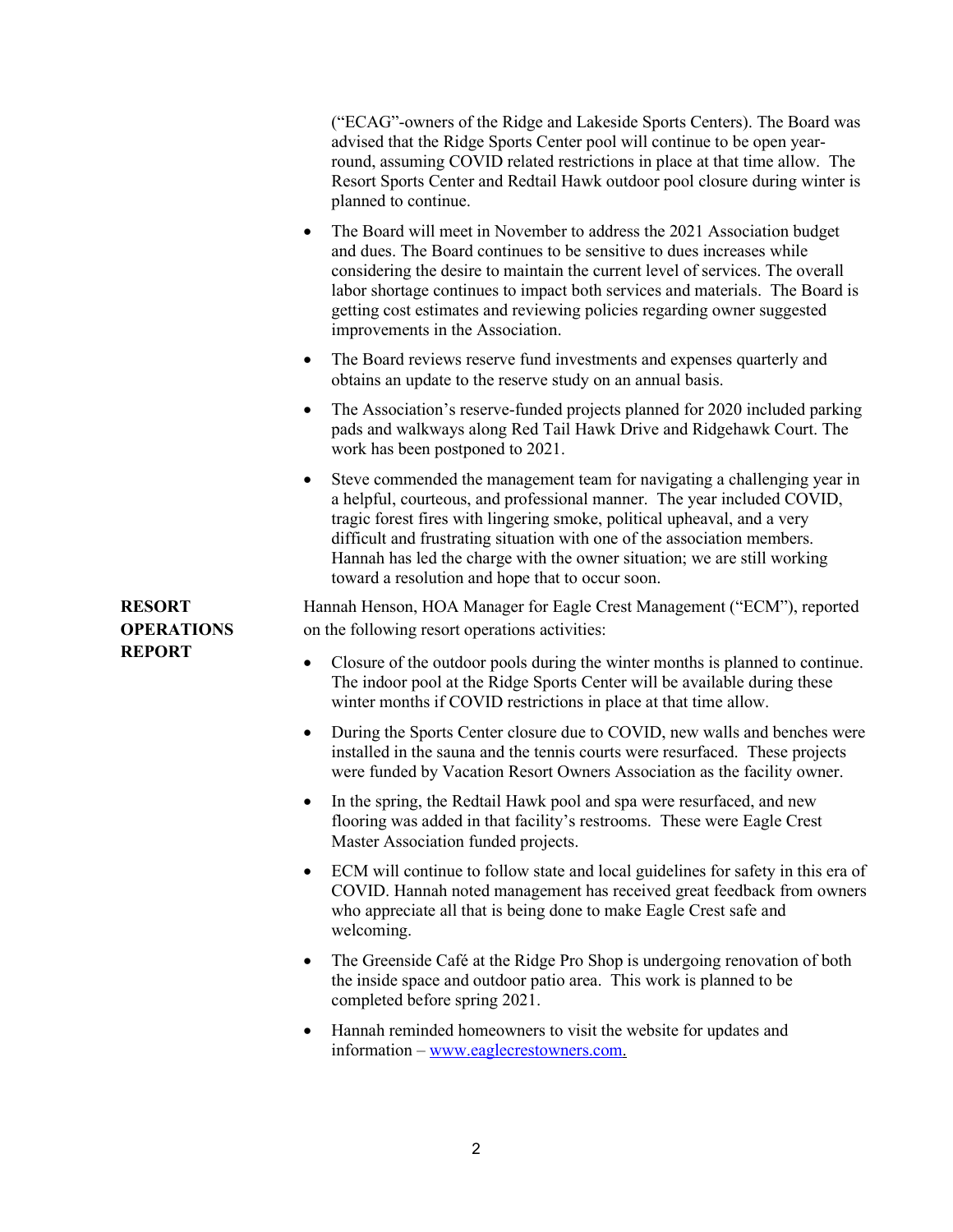("ECAG"-owners of the Ridge and Lakeside Sports Centers). The Board was advised that the Ridge Sports Center pool will continue to be open year-round, assuming COVID related restrictions in place at that time allow. The Resort Sports Center and Redtail Hawk outdoor pool closure during winter is planned to continue.

- The Board will meet in November to address the 2021 Association budget and dues. The Board continues to be sensitive to dues increases while considering the desire to maintain the current level of services. The overall labor shortage continues to impact both services and materials. The Board is getting cost estimates and reviewing policies regarding owner suggested improvements in the Association.
- The Board reviews reserve fund investments and expenses quarterly and obtains an update to the reserve study on an annual basis.
- The Association's reserve-funded projects planned for 2020 included parking pads and walkways along Red Tail Hawk Drive and Ridgehawk Court. The work has been postponed to 2021.
- Steve commended the management team for navigating a challenging year in a helpful, courteous, and professional manner. The year included COVID, tragic forest fires with lingering smoke, political upheaval, and a very difficult and frustrating situation with one of the association members. Hannah has led the charge with the owner situation; we are still working toward a resolution and hope that to occur soon.

**RESORT OPERATIONS REPORT**

Hannah Henson, HOA Manager for Eagle Crest Management ("ECM"), reported on the following resort operations activities:

- Closure of the outdoor pools during the winter months is planned to continue. The indoor pool at the Ridge Sports Center will be available during these winter months if COVID restrictions in place at that time allow.
- During the Sports Center closure due to COVID, new walls and benches were installed in the sauna and the tennis courts were resurfaced. These projects were funded by Vacation Resort Owners Association as the facility owner.
- In the spring, the Redtail Hawk pool and spa were resurfaced, and new flooring was added in that facility's restrooms. These were Eagle Crest Master Association funded projects.
- ECM will continue to follow state and local guidelines for safety in this era of COVID. Hannah noted management has received great feedback from owners who appreciate all that is being done to make Eagle Crest safe and welcoming.
- The Greenside Café at the Ridge Pro Shop is undergoing renovation of both the inside space and outdoor patio area. This work is planned to be completed before spring 2021.
- Hannah reminded homeowners to visit the website for updates and information – [www.eaglecrestowners.com.](http://www.eaglecrestowners.com)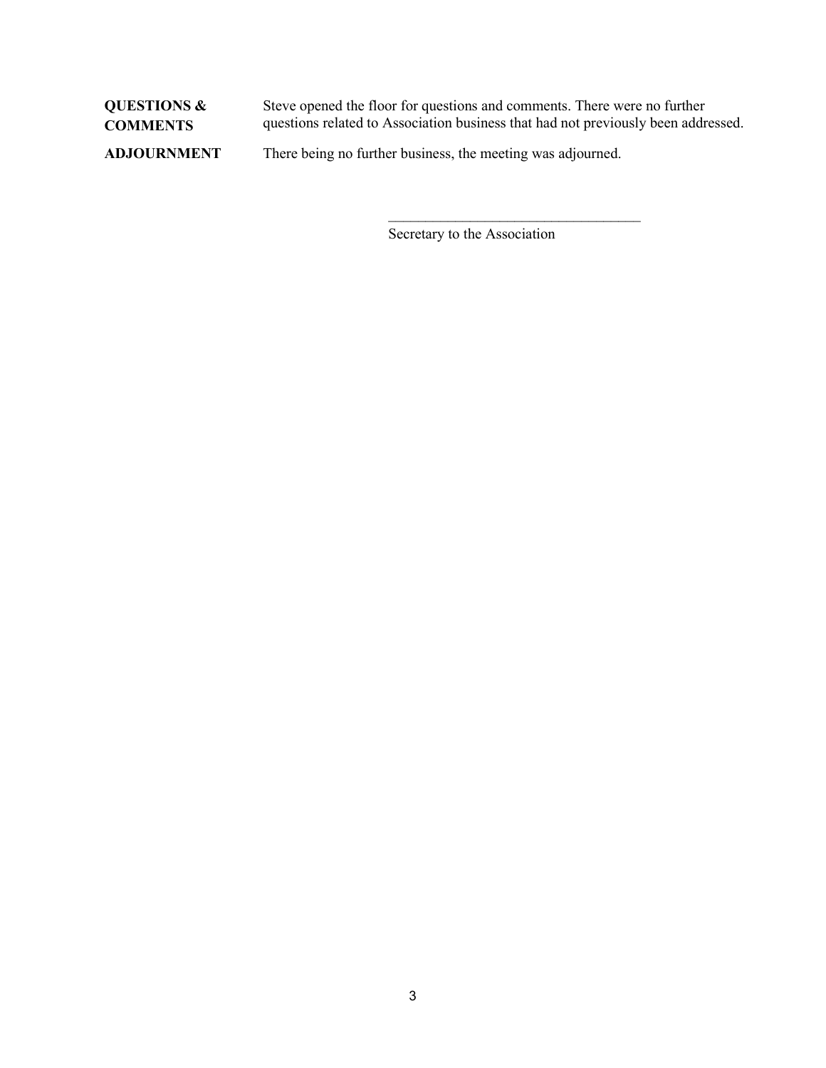**QUESTIONS & COMMENTS** Steve opened the floor for questions and comments. There were no further questions related to Association business that had not previously been addressed.

**ADJOURNMENT** There being no further business, the meeting was adjourned.

\_\_\_\_\_\_\_\_\_\_\_\_\_\_\_\_\_\_\_\_\_\_\_\_\_\_\_\_\_\_\_\_\_\_\_

Secretary to the Association